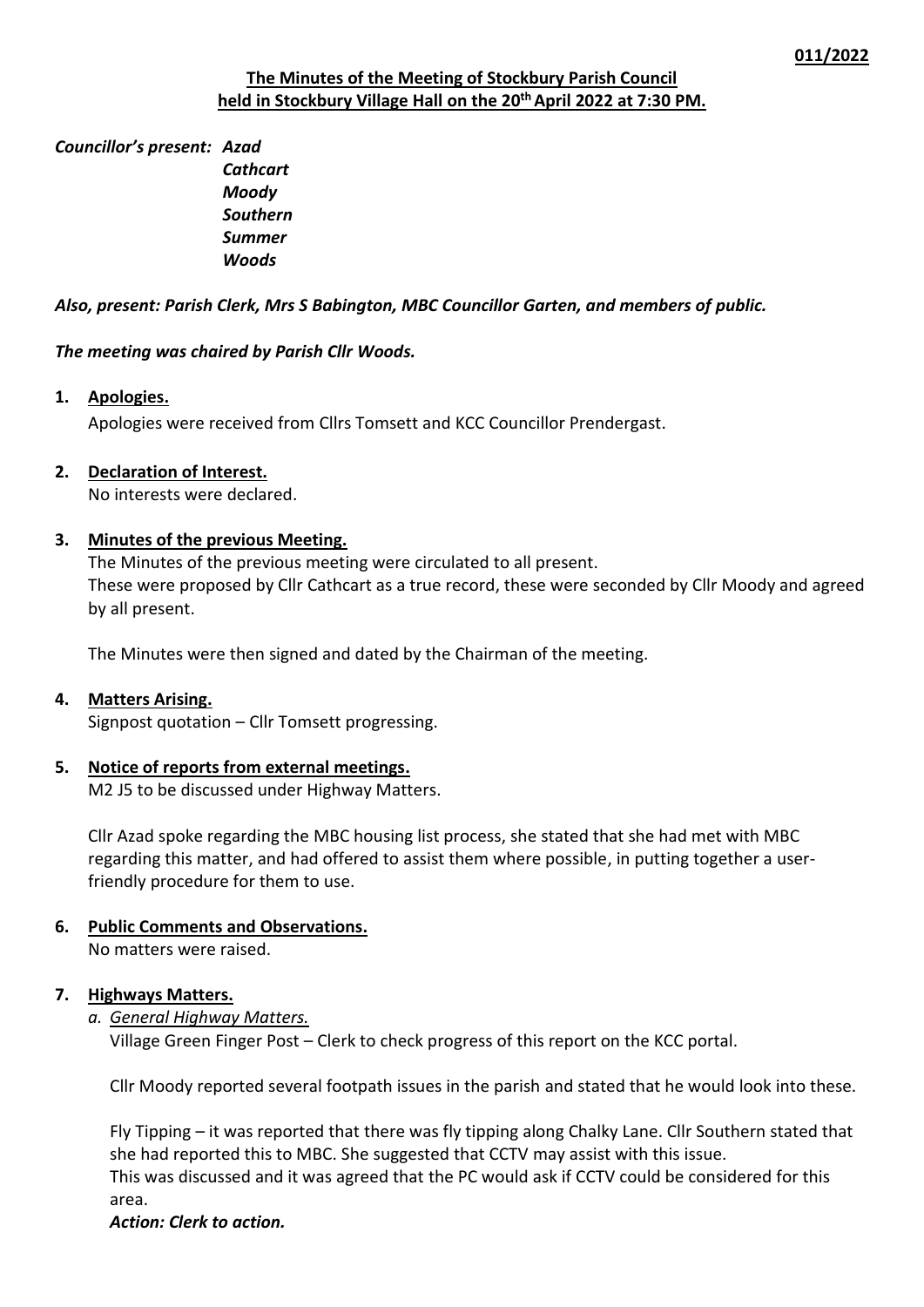**011/2022**

# The Minutes of the Meeting of Stockbury Parish Council held in Stockbury Village Hall on the 20th April 2022 at 7:30 PM.

***Councillor's present:*** ***Azad***
***Cathcart***
***Moody***
***Southern***
***Summer***
***Woods***

***Also, present: Parish Clerk, Mrs S Babington, MBC Councillor Garten, and members of public.***

***The meeting was chaired by Parish Cllr Woods.***

1. **Apologies.**
   Apologies were received from Cllrs Tomsett and KCC Councillor Prendergast.

2. **Declaration of Interest.**
   No interests were declared.

3. **Minutes of the previous Meeting.**
   The Minutes of the previous meeting were circulated to all present.
   These were proposed by Cllr Cathcart as a true record, these were seconded by Cllr Moody and agreed by all present.

   The Minutes were then signed and dated by the Chairman of the meeting.

4. **Matters Arising.**
   Signpost quotation – Cllr Tomsett progressing.

5. **Notice of reports from external meetings.**
   M2 J5 to be discussed under Highway Matters.

   Cllr Azad spoke regarding the MBC housing list process, she stated that she had met with MBC regarding this matter, and had offered to assist them where possible, in putting together a user-friendly procedure for them to use.

6. **Public Comments and Observations.**
   No matters were raised.

7. **Highways Matters.**
   a. *General Highway Matters.*
   Village Green Finger Post – Clerk to check progress of this report on the KCC portal.

   Cllr Moody reported several footpath issues in the parish and stated that he would look into these.

   Fly Tipping – it was reported that there was fly tipping along Chalky Lane. Cllr Southern stated that she had reported this to MBC. She suggested that CCTV may assist with this issue.
   This was discussed and it was agreed that the PC would ask if CCTV could be considered for this area.
   ***Action: Clerk to action.***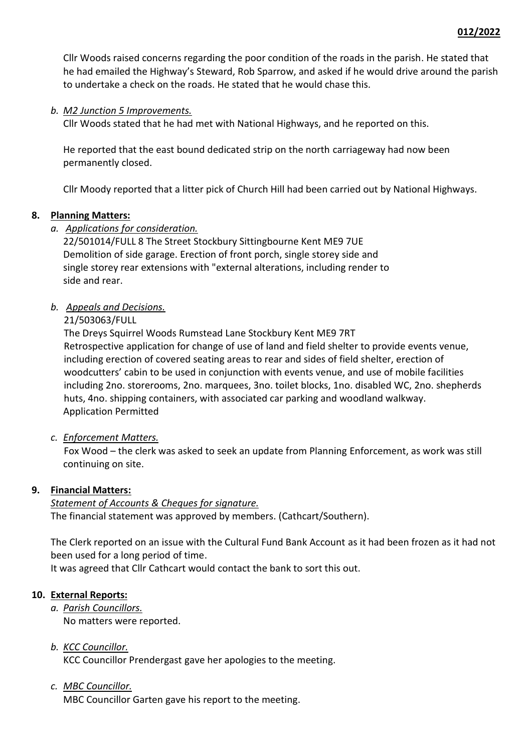Cllr Woods raised concerns regarding the poor condition of the roads in the parish. He stated that he had emailed the Highway's Steward, Rob Sparrow, and asked if he would drive around the parish to undertake a check on the roads. He stated that he would chase this.

*b. M2 Junction 5 Improvements.*

Cllr Woods stated that he had met with National Highways, and he reported on this.

He reported that the east bound dedicated strip on the north carriageway had now been permanently closed.

Cllr Moody reported that a litter pick of Church Hill had been carried out by National Highways.

**8. Planning Matters:**

*a. Applications for consideration.*

22/501014/FULL 8 The Street Stockbury Sittingbourne Kent ME9 7UE
Demolition of side garage. Erection of front porch, single storey side and single storey rear extensions with "external alterations, including render to side and rear.

*b. Appeals and Decisions.*

21/503063/FULL
The Dreys Squirrel Woods Rumstead Lane Stockbury Kent ME9 7RT
Retrospective application for change of use of land and field shelter to provide events venue, including erection of covered seating areas to rear and sides of field shelter, erection of woodcutters' cabin to be used in conjunction with events venue, and use of mobile facilities including 2no. storerooms, 2no. marquees, 3no. toilet blocks, 1no. disabled WC, 2no. shepherds huts, 4no. shipping containers, with associated car parking and woodland walkway.
Application Permitted

*c. Enforcement Matters.*

Fox Wood – the clerk was asked to seek an update from Planning Enforcement, as work was still continuing on site.

**9. Financial Matters:**

*Statement of Accounts & Cheques for signature.*
The financial statement was approved by members. (Cathcart/Southern).

The Clerk reported on an issue with the Cultural Fund Bank Account as it had been frozen as it had not been used for a long period of time.
It was agreed that Cllr Cathcart would contact the bank to sort this out.

**10. External Reports:**

*a. Parish Councillors.*

No matters were reported.

*b. KCC Councillor.*

KCC Councillor Prendergast gave her apologies to the meeting.

*c. MBC Councillor.*

MBC Councillor Garten gave his report to the meeting.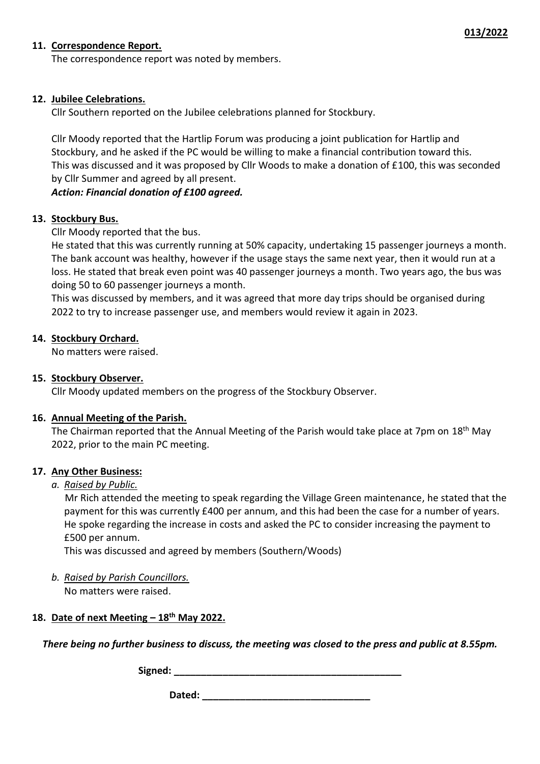**11. Correspondence Report.**

The correspondence report was noted by members.

**12. Jubilee Celebrations.**

Cllr Southern reported on the Jubilee celebrations planned for Stockbury.

Cllr Moody reported that the Hartlip Forum was producing a joint publication for Hartlip and Stockbury, and he asked if the PC would be willing to make a financial contribution toward this. This was discussed and it was proposed by Cllr Woods to make a donation of £100, this was seconded by Cllr Summer and agreed by all present.

***Action: Financial donation of £100 agreed.***

**13. Stockbury Bus.**

Cllr Moody reported that the bus.

He stated that this was currently running at 50% capacity, undertaking 15 passenger journeys a month. The bank account was healthy, however if the usage stays the same next year, then it would run at a loss. He stated that break even point was 40 passenger journeys a month. Two years ago, the bus was doing 50 to 60 passenger journeys a month.

This was discussed by members, and it was agreed that more day trips should be organised during 2022 to try to increase passenger use, and members would review it again in 2023.

**14. Stockbury Orchard.**

No matters were raised.

**15. Stockbury Observer.**

Cllr Moody updated members on the progress of the Stockbury Observer.

**16. Annual Meeting of the Parish.**

The Chairman reported that the Annual Meeting of the Parish would take place at 7pm on 18th May 2022, prior to the main PC meeting.

**17. Any Other Business:**

a. *Raised by Public.*

Mr Rich attended the meeting to speak regarding the Village Green maintenance, he stated that the payment for this was currently £400 per annum, and this had been the case for a number of years. He spoke regarding the increase in costs and asked the PC to consider increasing the payment to £500 per annum.

This was discussed and agreed by members (Southern/Woods)

b. *Raised by Parish Councillors.*

No matters were raised.

**18. Date of next Meeting – 18th May 2022.**

***There being no further business to discuss, the meeting was closed to the press and public at 8.55pm.***

**Signed:** ___________________________________________

**Dated:** _______________________________